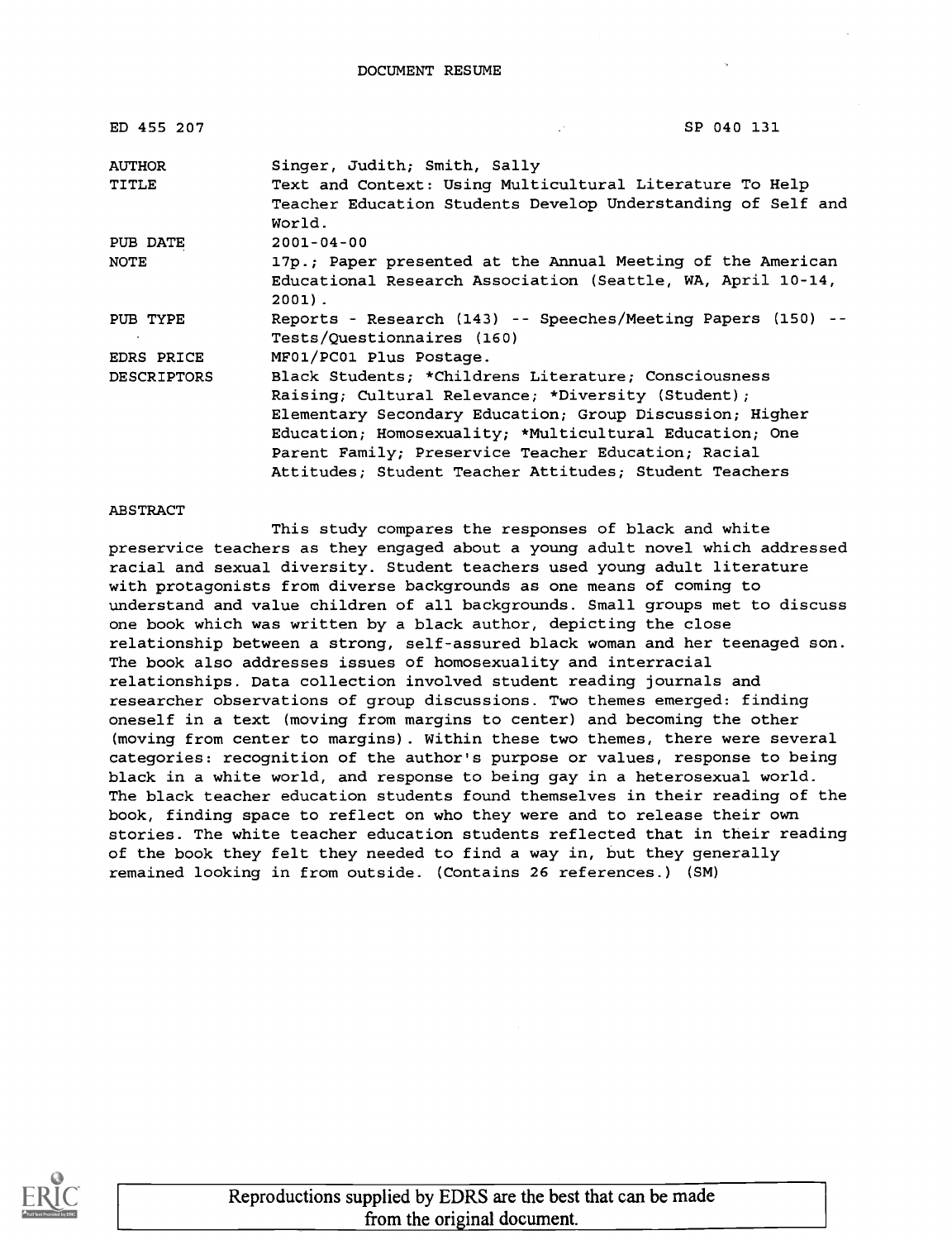DOCUMENT RESUME

| | | |
|---|---|---|
| ED 455 207 | | SP 040 131 |
| AUTHOR | Singer, Judith; Smith, Sally | |
| TITLE | Text and Context: Using Multicultural Literature To Help Teacher Education Students Develop Understanding of Self and World. | |
| PUB DATE | 2001-04-00 | |
| NOTE | 17p.; Paper presented at the Annual Meeting of the American Educational Research Association (Seattle, WA, April 10-14, 2001). | |
| PUB TYPE | Reports - Research (143) -- Speeches/Meeting Papers (150) -- Tests/Questionnaires (160) | |
| EDRS PRICE | MF01/PC01 Plus Postage. | |
| DESCRIPTORS | Black Students; *Childrens Literature; Consciousness Raising; Cultural Relevance; *Diversity (Student); Elementary Secondary Education; Group Discussion; Higher Education; Homosexuality; *Multicultural Education; One Parent Family; Preservice Teacher Education; Racial Attitudes; Student Teacher Attitudes; Student Teachers | |

ABSTRACT

This study compares the responses of black and white preservice teachers as they engaged about a young adult novel which addressed racial and sexual diversity. Student teachers used young adult literature with protagonists from diverse backgrounds as one means of coming to understand and value children of all backgrounds. Small groups met to discuss one book which was written by a black author, depicting the close relationship between a strong, self-assured black woman and her teenaged son. The book also addresses issues of homosexuality and interracial relationships. Data collection involved student reading journals and researcher observations of group discussions. Two themes emerged: finding oneself in a text (moving from margins to center) and becoming the other (moving from center to margins). Within these two themes, there were several categories: recognition of the author's purpose or values, response to being black in a white world, and response to being gay in a heterosexual world. The black teacher education students found themselves in their reading of the book, finding space to reflect on who they were and to release their own stories. The white teacher education students reflected that in their reading of the book they felt they needed to find a way in, but they generally remained looking in from outside. (Contains 26 references.) (SM)

Reproductions supplied by EDRS are the best that can be made from the original document.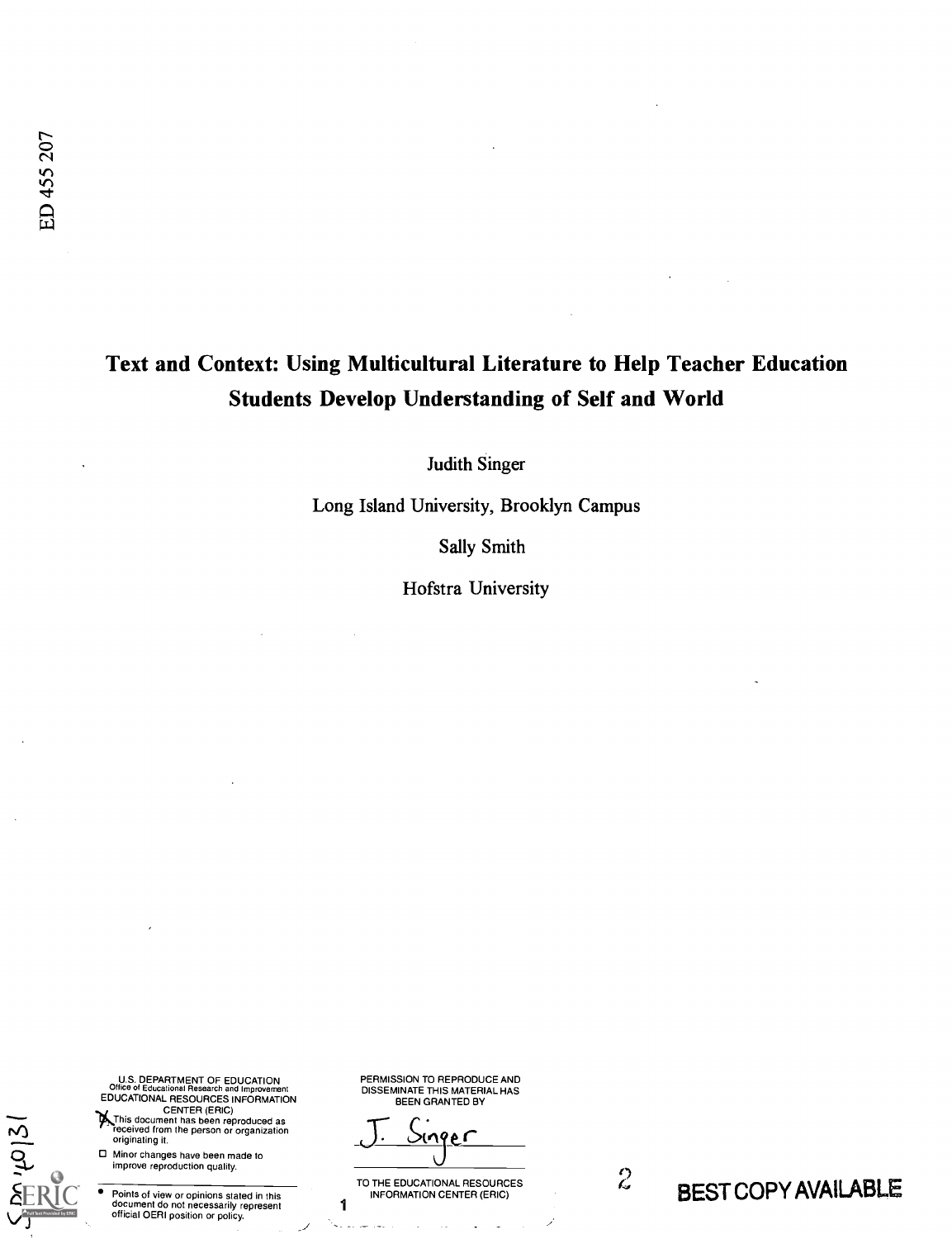ED 455 207

# Text and Context: Using Multicultural Literature to Help Teacher Education Students Develop Understanding of Self and World

Judith Singer

Long Island University, Brooklyn Campus

Sally Smith

Hofstra University

U.S. DEPARTMENT OF EDUCATION
Office of Educational Research and Improvement
EDUCATIONAL RESOURCES INFORMATION CENTER (ERIC)

- [x] This document has been reproduced as received from the person or organization originating it.
- [ ] Minor changes have been made to improve reproduction quality.

- Points of view or opinions stated in this document do not necessarily represent official OERI position or policy.

PERMISSION TO REPRODUCE AND DISSEMINATE THIS MATERIAL HAS BEEN GRANTED BY

J. Singer

TO THE EDUCATIONAL RESOURCES INFORMATION CENTER (ERIC)

BEST COPY AVAILABLE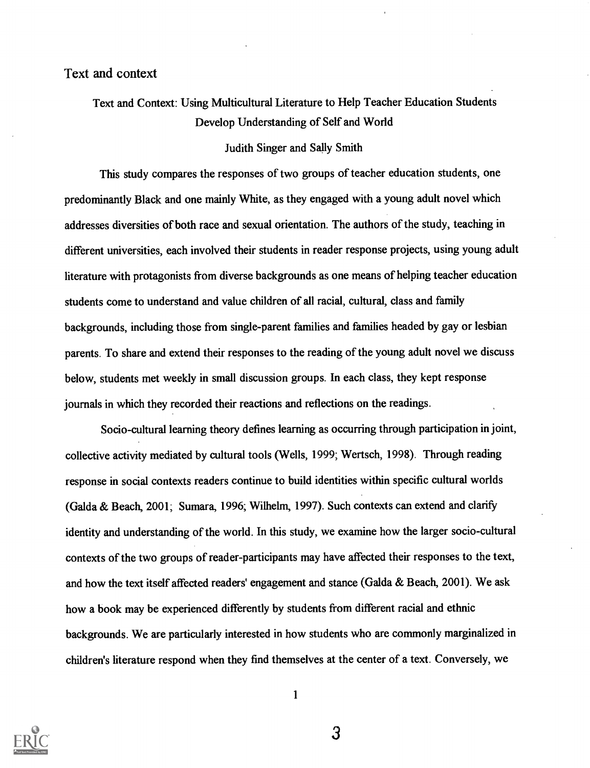# Text and Context: Using Multicultural Literature to Help Teacher Education Students Develop Understanding of Self and World

Judith Singer and Sally Smith

This study compares the responses of two groups of teacher education students, one predominantly Black and one mainly White, as they engaged with a young adult novel which addresses diversities of both race and sexual orientation. The authors of the study, teaching in different universities, each involved their students in reader response projects, using young adult literature with protagonists from diverse backgrounds as one means of helping teacher education students come to understand and value children of all racial, cultural, class and family backgrounds, including those from single-parent families and families headed by gay or lesbian parents. To share and extend their responses to the reading of the young adult novel we discuss below, students met weekly in small discussion groups. In each class, they kept response journals in which they recorded their reactions and reflections on the readings.

Socio-cultural learning theory defines learning as occurring through participation in joint, collective activity mediated by cultural tools (Wells, 1999; Wertsch, 1998). Through reading response in social contexts readers continue to build identities within specific cultural worlds (Galda & Beach, 2001; Sumara, 1996; Wilhelm, 1997). Such contexts can extend and clarify identity and understanding of the world. In this study, we examine how the larger socio-cultural contexts of the two groups of reader-participants may have affected their responses to the text, and how the text itself affected readers' engagement and stance (Galda & Beach, 2001). We ask how a book may be experienced differently by students from different racial and ethnic backgrounds. We are particularly interested in how students who are commonly marginalized in children's literature respond when they find themselves at the center of a text. Conversely, we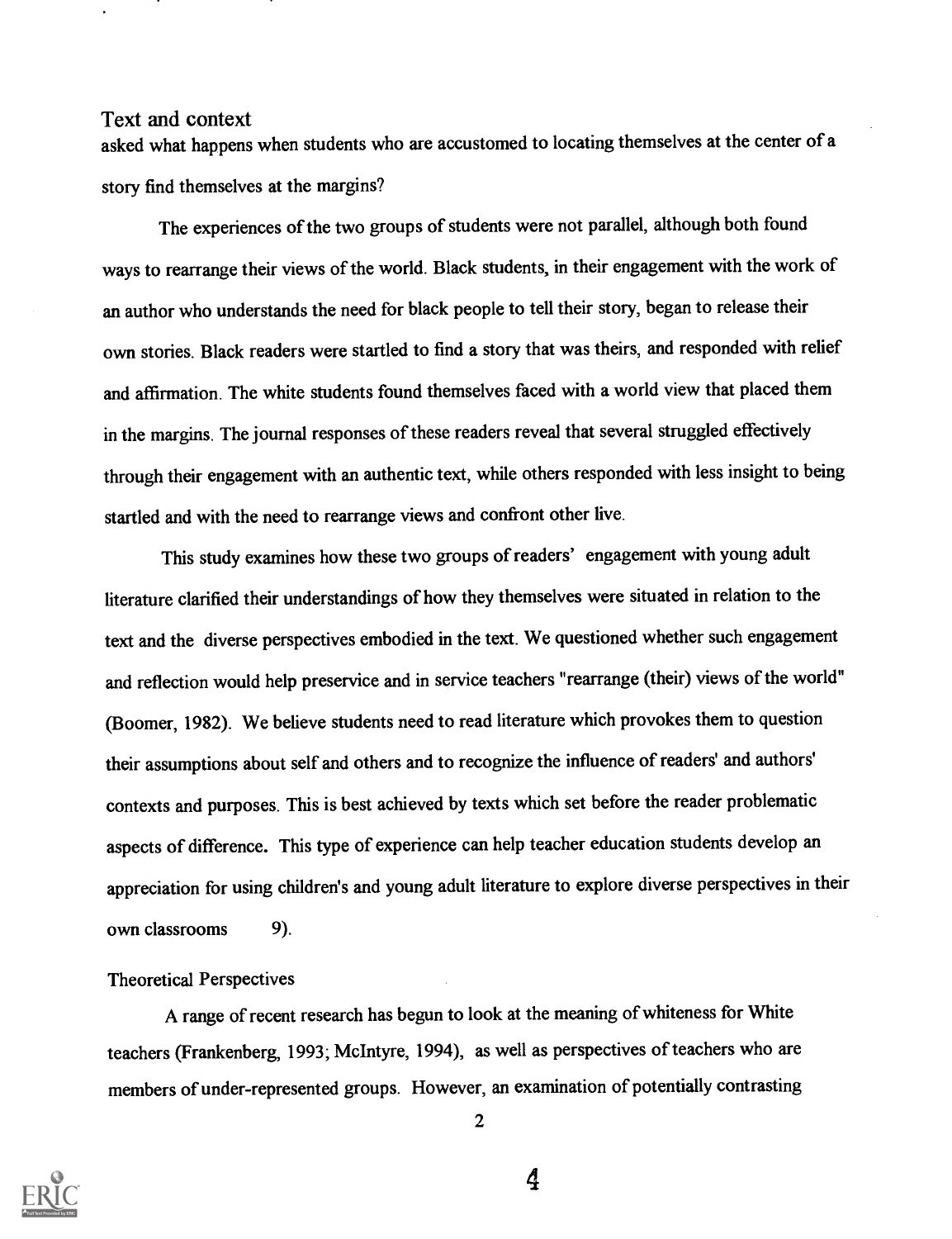asked what happens when students who are accustomed to locating themselves at the center of a story find themselves at the margins?

The experiences of the two groups of students were not parallel, although both found ways to rearrange their views of the world. Black students, in their engagement with the work of an author who understands the need for black people to tell their story, began to release their own stories. Black readers were startled to find a story that was theirs, and responded with relief and affirmation. The white students found themselves faced with a world view that placed them in the margins. The journal responses of these readers reveal that several struggled effectively through their engagement with an authentic text, while others responded with less insight to being startled and with the need to rearrange views and confront other live.

This study examines how these two groups of readers' engagement with young adult literature clarified their understandings of how they themselves were situated in relation to the text and the diverse perspectives embodied in the text. We questioned whether such engagement and reflection would help preservice and in service teachers "rearrange (their) views of the world" (Boomer, 1982). We believe students need to read literature which provokes them to question their assumptions about self and others and to recognize the influence of readers' and authors' contexts and purposes. This is best achieved by texts which set before the reader problematic aspects of difference. This type of experience can help teacher education students develop an appreciation for using children's and young adult literature to explore diverse perspectives in their own classrooms 9).

## Theoretical Perspectives

A range of recent research has begun to look at the meaning of whiteness for White teachers (Frankenberg, 1993; McIntyre, 1994), as well as perspectives of teachers who are members of under-represented groups. However, an examination of potentially contrasting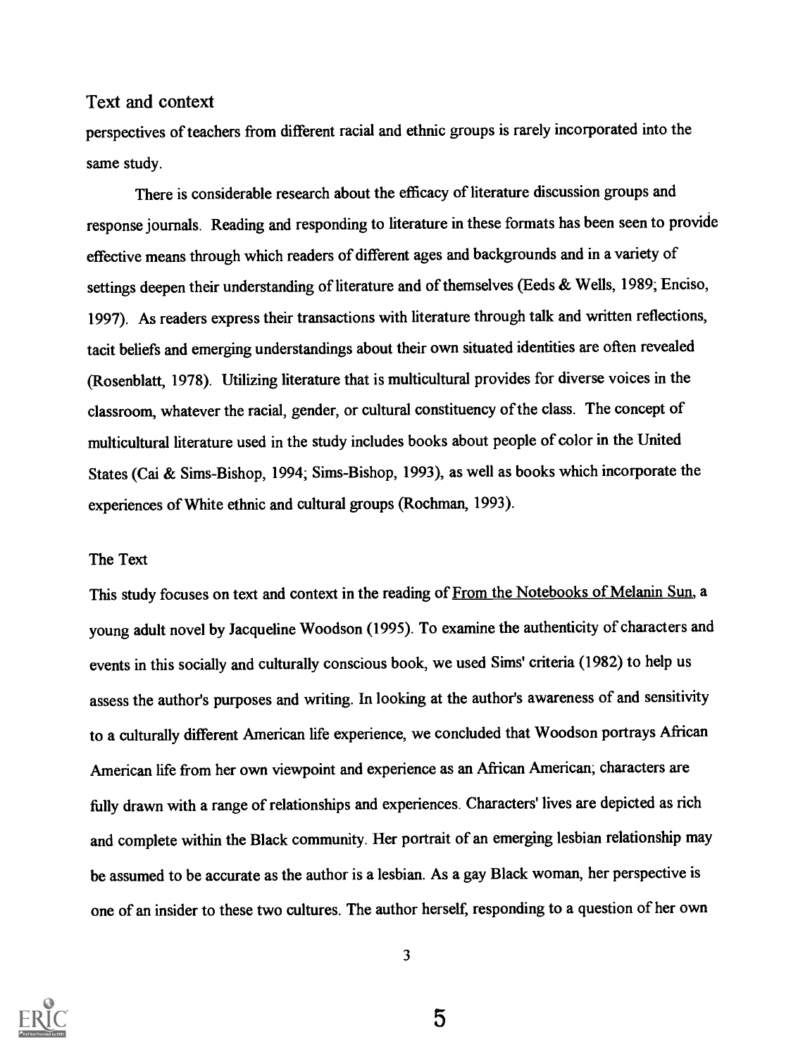## Text and context

perspectives of teachers from different racial and ethnic groups is rarely incorporated into the same study.

There is considerable research about the efficacy of literature discussion groups and response journals. Reading and responding to literature in these formats has been seen to provide effective means through which readers of different ages and backgrounds and in a variety of settings deepen their understanding of literature and of themselves (Eeds & Wells, 1989; Enciso, 1997). As readers express their transactions with literature through talk and written reflections, tacit beliefs and emerging understandings about their own situated identities are often revealed (Rosenblatt, 1978). Utilizing literature that is multicultural provides for diverse voices in the classroom, whatever the racial, gender, or cultural constituency of the class. The concept of multicultural literature used in the study includes books about people of color in the United States (Cai & Sims-Bishop, 1994; Sims-Bishop, 1993), as well as books which incorporate the experiences of White ethnic and cultural groups (Rochman, 1993).

## The Text

This study focuses on text and context in the reading of From the Notebooks of Melanin Sun, a young adult novel by Jacqueline Woodson (1995). To examine the authenticity of characters and events in this socially and culturally conscious book, we used Sims' criteria (1982) to help us assess the author's purposes and writing. In looking at the author's awareness of and sensitivity to a culturally different American life experience, we concluded that Woodson portrays African American life from her own viewpoint and experience as an African American; characters are fully drawn with a range of relationships and experiences. Characters' lives are depicted as rich and complete within the Black community. Her portrait of an emerging lesbian relationship may be assumed to be accurate as the author is a lesbian. As a gay Black woman, her perspective is one of an insider to these two cultures. The author herself, responding to a question of her own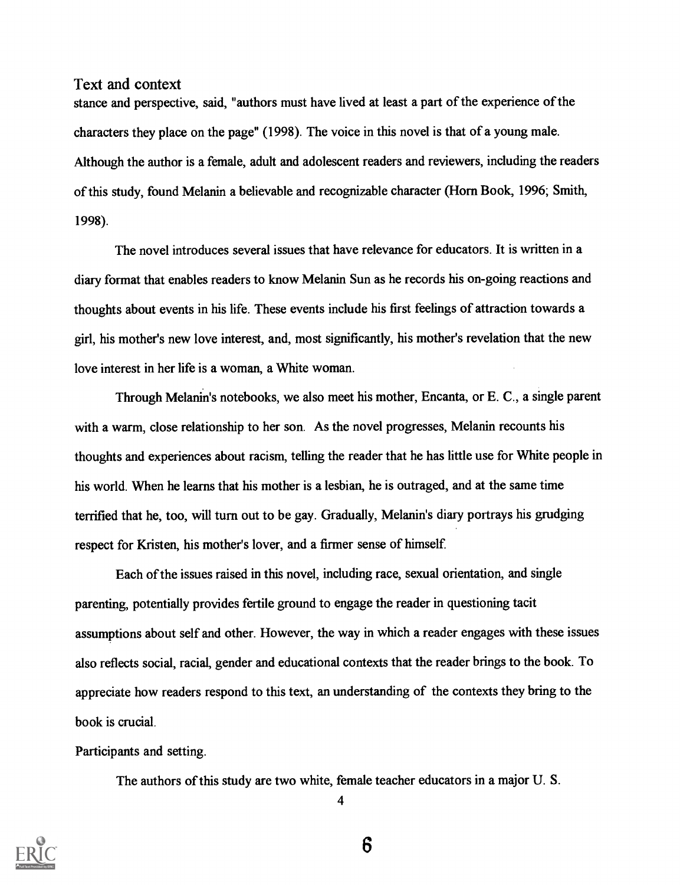## Text and context

stance and perspective, said, "authors must have lived at least a part of the experience of the characters they place on the page" (1998). The voice in this novel is that of a young male. Although the author is a female, adult and adolescent readers and reviewers, including the readers of this study, found Melanin a believable and recognizable character (Horn Book, 1996; Smith, 1998).

The novel introduces several issues that have relevance for educators. It is written in a diary format that enables readers to know Melanin Sun as he records his on-going reactions and thoughts about events in his life. These events include his first feelings of attraction towards a girl, his mother's new love interest, and, most significantly, his mother's revelation that the new love interest in her life is a woman, a White woman.

Through Melanin's notebooks, we also meet his mother, Encanta, or E. C., a single parent with a warm, close relationship to her son. As the novel progresses, Melanin recounts his thoughts and experiences about racism, telling the reader that he has little use for White people in his world. When he learns that his mother is a lesbian, he is outraged, and at the same time terrified that he, too, will turn out to be gay. Gradually, Melanin's diary portrays his grudging respect for Kristen, his mother's lover, and a firmer sense of himself.

Each of the issues raised in this novel, including race, sexual orientation, and single parenting, potentially provides fertile ground to engage the reader in questioning tacit assumptions about self and other. However, the way in which a reader engages with these issues also reflects social, racial, gender and educational contexts that the reader brings to the book. To appreciate how readers respond to this text, an understanding of the contexts they bring to the book is crucial.

### Participants and setting.

The authors of this study are two white, female teacher educators in a major U. S.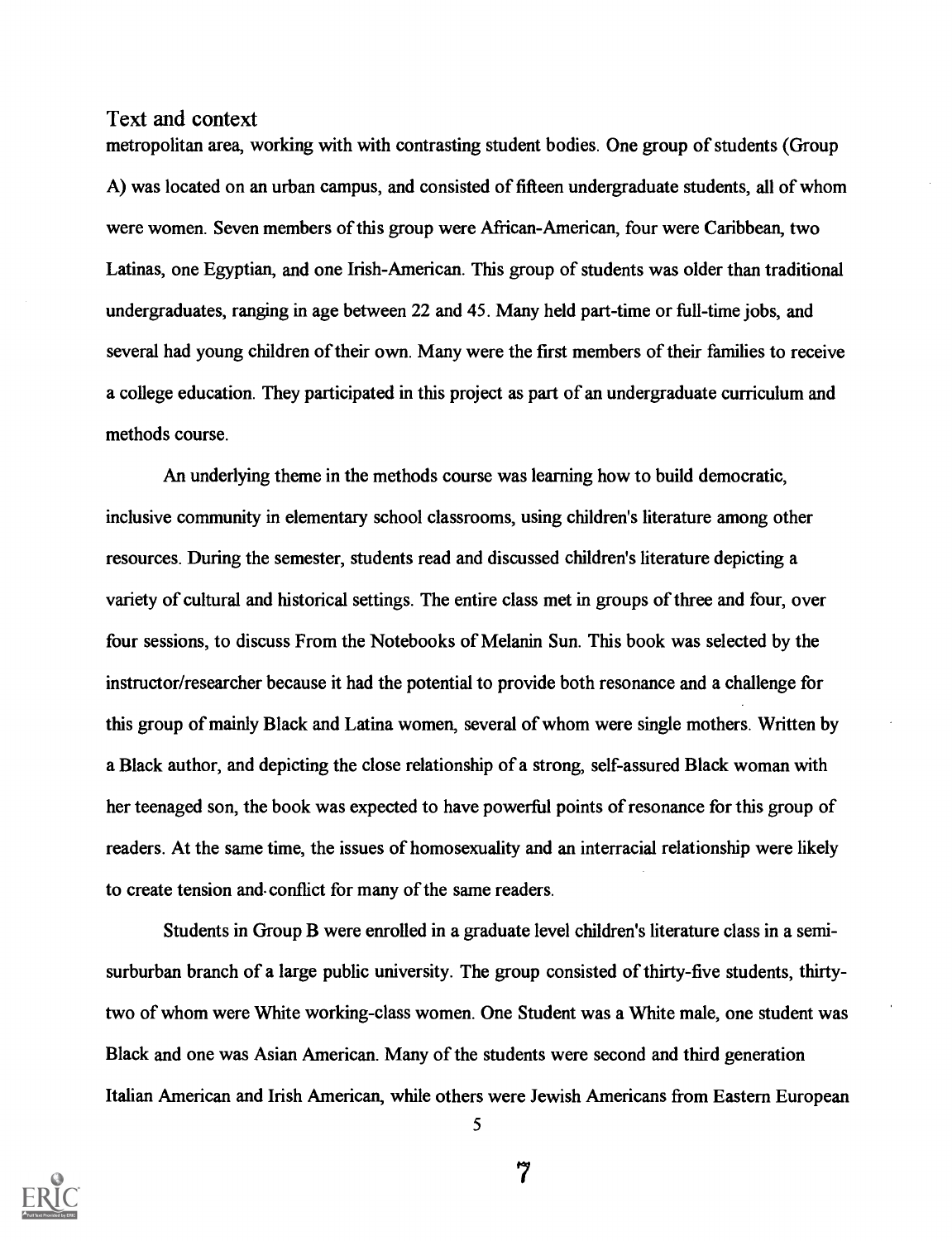## Text and context

metropolitan area, working with with contrasting student bodies. One group of students (Group A) was located on an urban campus, and consisted of fifteen undergraduate students, all of whom were women. Seven members of this group were African-American, four were Caribbean, two Latinas, one Egyptian, and one Irish-American. This group of students was older than traditional undergraduates, ranging in age between 22 and 45. Many held part-time or full-time jobs, and several had young children of their own. Many were the first members of their families to receive a college education. They participated in this project as part of an undergraduate curriculum and methods course.

An underlying theme in the methods course was learning how to build democratic, inclusive community in elementary school classrooms, using children's literature among other resources. During the semester, students read and discussed children's literature depicting a variety of cultural and historical settings. The entire class met in groups of three and four, over four sessions, to discuss From the Notebooks of Melanin Sun. This book was selected by the instructor/researcher because it had the potential to provide both resonance and a challenge for this group of mainly Black and Latina women, several of whom were single mothers. Written by a Black author, and depicting the close relationship of a strong, self-assured Black woman with her teenaged son, the book was expected to have powerful points of resonance for this group of readers. At the same time, the issues of homosexuality and an interracial relationship were likely to create tension and conflict for many of the same readers.

Students in Group B were enrolled in a graduate level children's literature class in a semi-surburban branch of a large public university. The group consisted of thirty-five students, thirty-two of whom were White working-class women. One Student was a White male, one student was Black and one was Asian American. Many of the students were second and third generation Italian American and Irish American, while others were Jewish Americans from Eastern European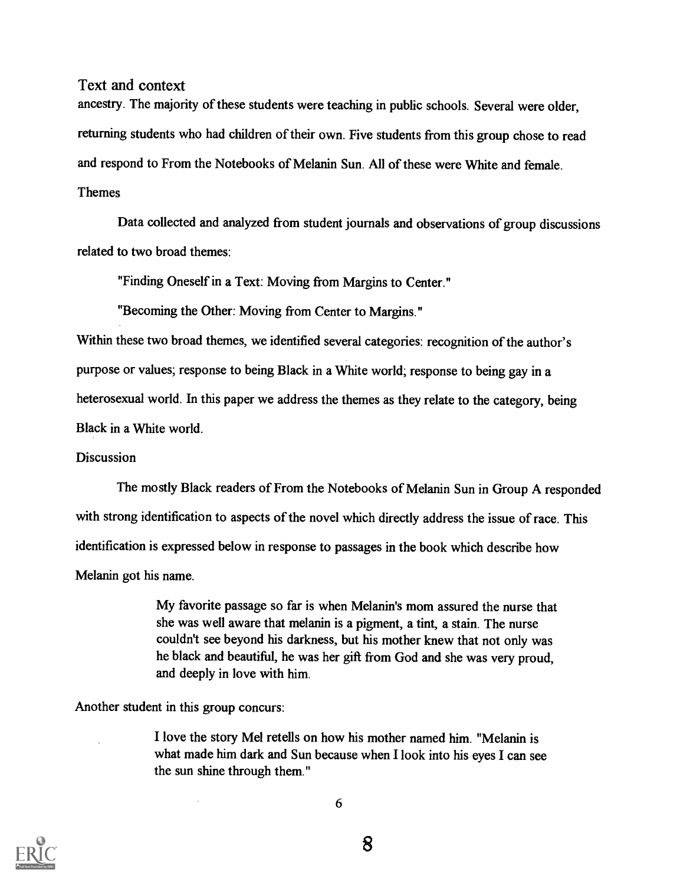Text and context

ancestry. The majority of these students were teaching in public schools. Several were older, returning students who had children of their own. Five students from this group chose to read and respond to From the Notebooks of Melanin Sun. All of these were White and female.

## Themes

Data collected and analyzed from student journals and observations of group discussions related to two broad themes:

"Finding Oneself in a Text: Moving from Margins to Center."

"Becoming the Other: Moving from Center to Margins."

Within these two broad themes, we identified several categories: recognition of the author's purpose or values; response to being Black in a White world; response to being gay in a heterosexual world. In this paper we address the themes as they relate to the category, being Black in a White world.

## Discussion

The mostly Black readers of From the Notebooks of Melanin Sun in Group A responded with strong identification to aspects of the novel which directly address the issue of race. This identification is expressed below in response to passages in the book which describe how Melanin got his name.

> My favorite passage so far is when Melanin's mom assured the nurse that she was well aware that melanin is a pigment, a tint, a stain. The nurse couldn't see beyond his darkness, but his mother knew that not only was he black and beautiful, he was her gift from God and she was very proud, and deeply in love with him.

Another student in this group concurs:

> I love the story Mel retells on how his mother named him. "Melanin is what made him dark and Sun because when I look into his eyes I can see the sun shine through them."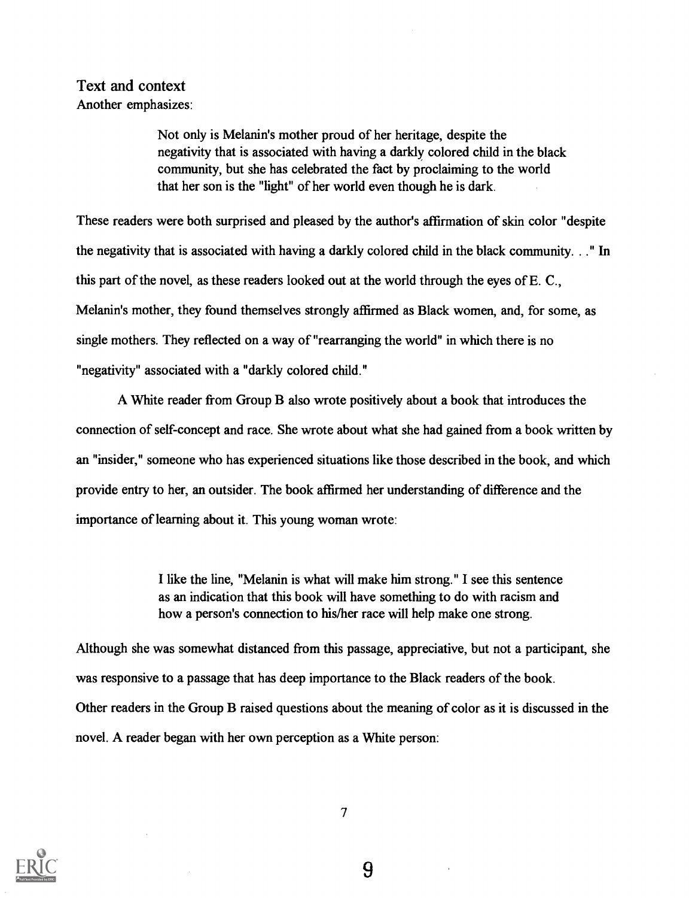## Text and context

Another emphasizes:

> Not only is Melanin's mother proud of her heritage, despite the negativity that is associated with having a darkly colored child in the black community, but she has celebrated the fact by proclaiming to the world that her son is the "light" of her world even though he is dark.

These readers were both surprised and pleased by the author's affirmation of skin color "despite the negativity that is associated with having a darkly colored child in the black community. . ." In this part of the novel, as these readers looked out at the world through the eyes of E. C., Melanin's mother, they found themselves strongly affirmed as Black women, and, for some, as single mothers. They reflected on a way of "rearranging the world" in which there is no "negativity" associated with a "darkly colored child."

A White reader from Group B also wrote positively about a book that introduces the connection of self-concept and race. She wrote about what she had gained from a book written by an "insider," someone who has experienced situations like those described in the book, and which provide entry to her, an outsider. The book affirmed her understanding of difference and the importance of learning about it. This young woman wrote:

> I like the line, "Melanin is what will make him strong." I see this sentence as an indication that this book will have something to do with racism and how a person's connection to his/her race will help make one strong.

Although she was somewhat distanced from this passage, appreciative, but not a participant, she was responsive to a passage that has deep importance to the Black readers of the book.
Other readers in the Group B raised questions about the meaning of color as it is discussed in the novel. A reader began with her own perception as a White person: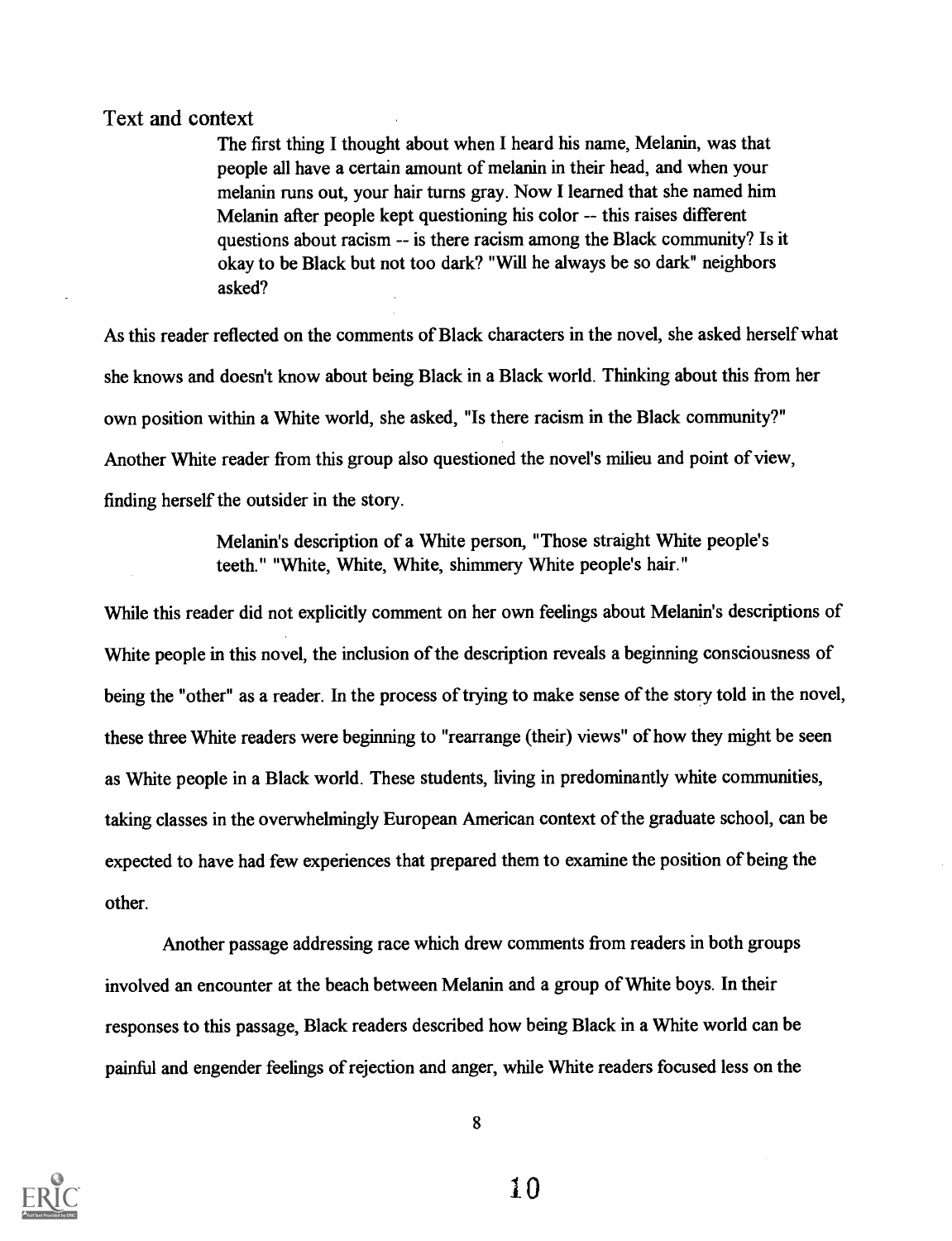Text and context

> The first thing I thought about when I heard his name, Melanin, was that people all have a certain amount of melanin in their head, and when your melanin runs out, your hair turns gray. Now I learned that she named him Melanin after people kept questioning his color -- this raises different questions about racism -- is there racism among the Black community? Is it okay to be Black but not too dark? "Will he always be so dark" neighbors asked?

As this reader reflected on the comments of Black characters in the novel, she asked herself what she knows and doesn't know about being Black in a Black world. Thinking about this from her own position within a White world, she asked, "Is there racism in the Black community?" Another White reader from this group also questioned the novel's milieu and point of view, finding herself the outsider in the story.

> Melanin's description of a White person, "Those straight White people's teeth." "White, White, White, shimmery White people's hair."

While this reader did not explicitly comment on her own feelings about Melanin's descriptions of White people in this novel, the inclusion of the description reveals a beginning consciousness of being the "other" as a reader. In the process of trying to make sense of the story told in the novel, these three White readers were beginning to "rearrange (their) views" of how they might be seen as White people in a Black world. These students, living in predominantly white communities, taking classes in the overwhelmingly European American context of the graduate school, can be expected to have had few experiences that prepared them to examine the position of being the other.

Another passage addressing race which drew comments from readers in both groups involved an encounter at the beach between Melanin and a group of White boys. In their responses to this passage, Black readers described how being Black in a White world can be painful and engender feelings of rejection and anger, while White readers focused less on the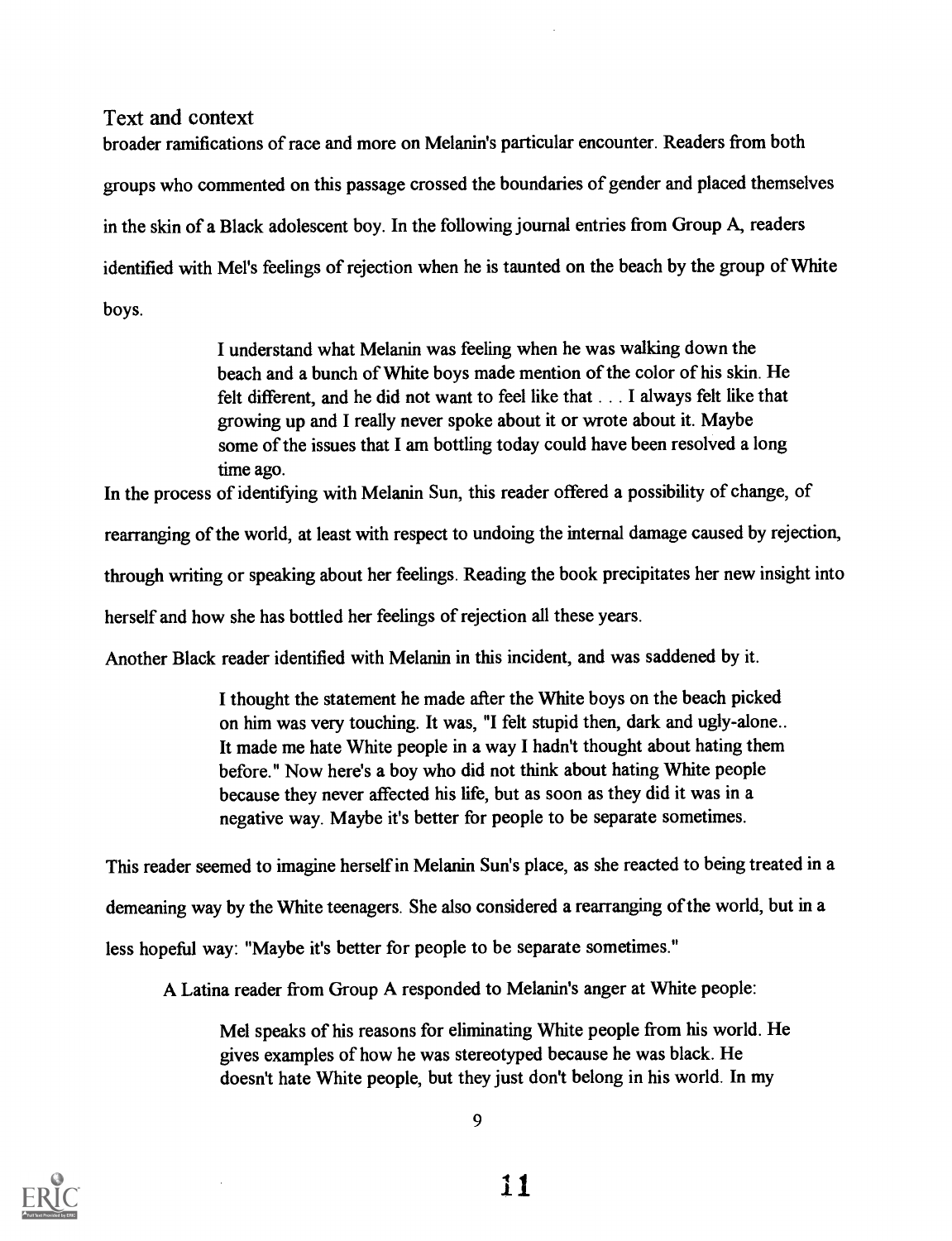broader ramifications of race and more on Melanin's particular encounter. Readers from both groups who commented on this passage crossed the boundaries of gender and placed themselves in the skin of a Black adolescent boy. In the following journal entries from Group A, readers identified with Mel's feelings of rejection when he is taunted on the beach by the group of White boys.

> I understand what Melanin was feeling when he was walking down the beach and a bunch of White boys made mention of the color of his skin. He felt different, and he did not want to feel like that . . . I always felt like that growing up and I really never spoke about it or wrote about it. Maybe some of the issues that I am bottling today could have been resolved a long time ago.

In the process of identifying with Melanin Sun, this reader offered a possibility of change, of rearranging of the world, at least with respect to undoing the internal damage caused by rejection, through writing or speaking about her feelings. Reading the book precipitates her new insight into herself and how she has bottled her feelings of rejection all these years.

Another Black reader identified with Melanin in this incident, and was saddened by it.

> I thought the statement he made after the White boys on the beach picked on him was very touching. It was, "I felt stupid then, dark and ugly-alone.. It made me hate White people in a way I hadn't thought about hating them before." Now here's a boy who did not think about hating White people because they never affected his life, but as soon as they did it was in a negative way. Maybe it's better for people to be separate sometimes.

This reader seemed to imagine herself in Melanin Sun's place, as she reacted to being treated in a demeaning way by the White teenagers. She also considered a rearranging of the world, but in a less hopeful way: "Maybe it's better for people to be separate sometimes."

A Latina reader from Group A responded to Melanin's anger at White people:

> Mel speaks of his reasons for eliminating White people from his world. He gives examples of how he was stereotyped because he was black. He doesn't hate White people, but they just don't belong in his world. In my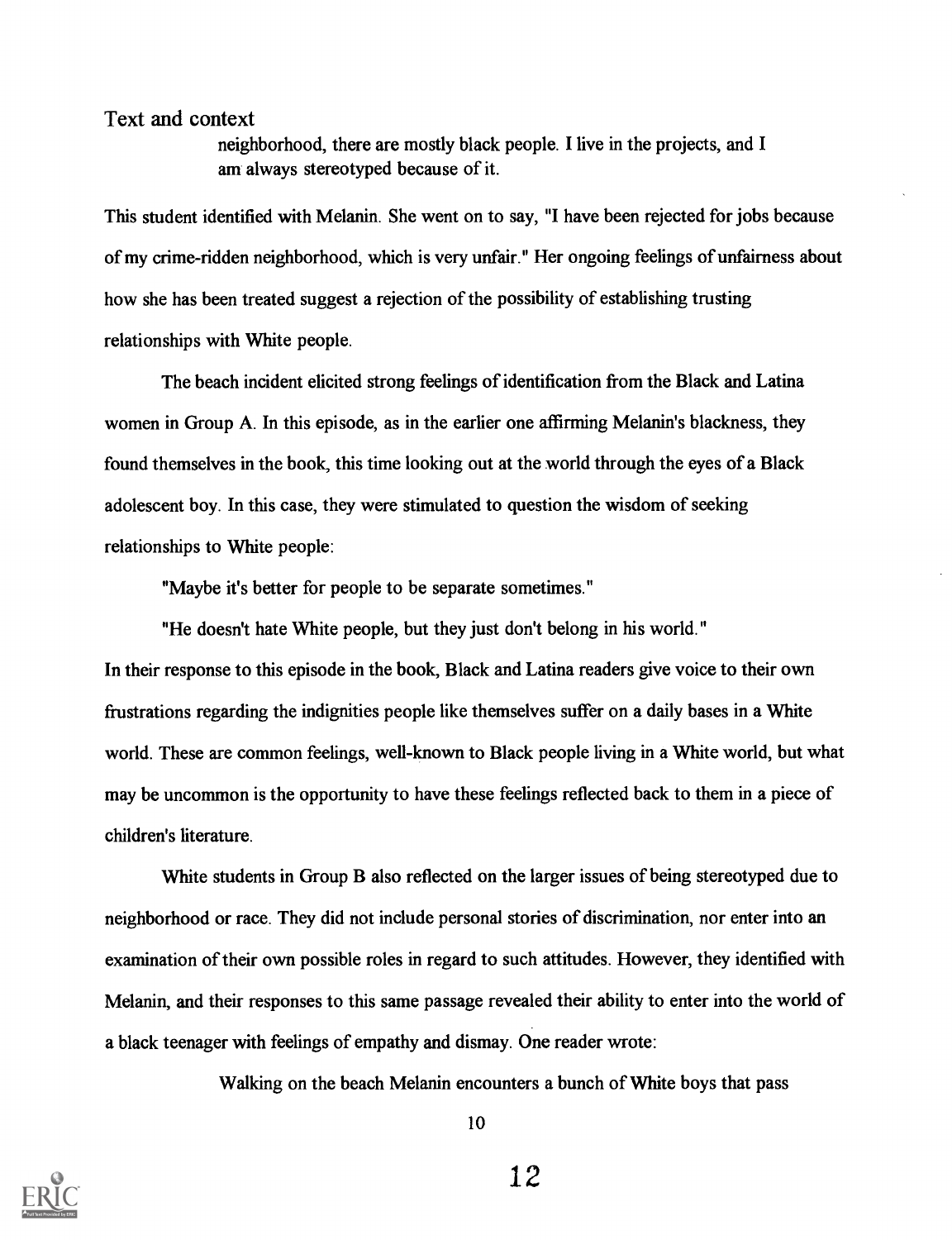neighborhood, there are mostly black people. I live in the projects, and I am always stereotyped because of it.

This student identified with Melanin. She went on to say, "I have been rejected for jobs because of my crime-ridden neighborhood, which is very unfair." Her ongoing feelings of unfairness about how she has been treated suggest a rejection of the possibility of establishing trusting relationships with White people.

The beach incident elicited strong feelings of identification from the Black and Latina women in Group A. In this episode, as in the earlier one affirming Melanin's blackness, they found themselves in the book, this time looking out at the world through the eyes of a Black adolescent boy. In this case, they were stimulated to question the wisdom of seeking relationships to White people:

"Maybe it's better for people to be separate sometimes."

"He doesn't hate White people, but they just don't belong in his world."

In their response to this episode in the book, Black and Latina readers give voice to their own frustrations regarding the indignities people like themselves suffer on a daily bases in a White world. These are common feelings, well-known to Black people living in a White world, but what may be uncommon is the opportunity to have these feelings reflected back to them in a piece of children's literature.

White students in Group B also reflected on the larger issues of being stereotyped due to neighborhood or race. They did not include personal stories of discrimination, nor enter into an examination of their own possible roles in regard to such attitudes. However, they identified with Melanin, and their responses to this same passage revealed their ability to enter into the world of a black teenager with feelings of empathy and dismay. One reader wrote:

Walking on the beach Melanin encounters a bunch of White boys that pass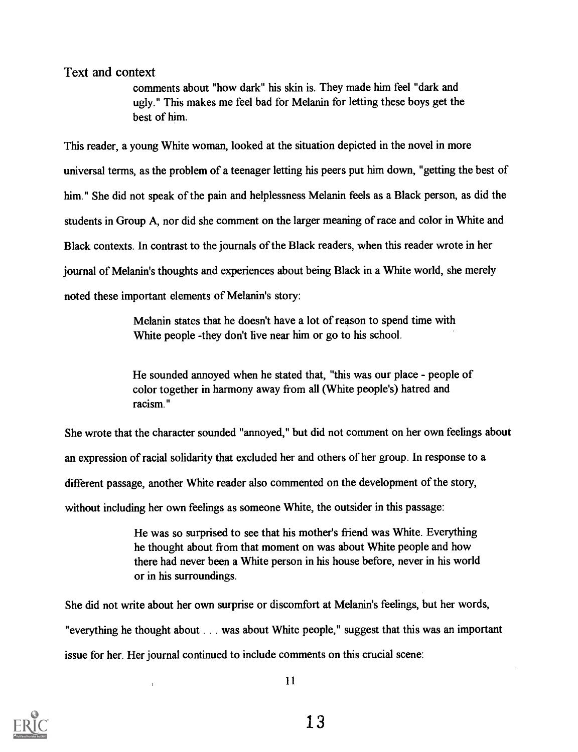comments about "how dark" his skin is. They made him feel "dark and ugly." This makes me feel bad for Melanin for letting these boys get the best of him.

This reader, a young White woman, looked at the situation depicted in the novel in more universal terms, as the problem of a teenager letting his peers put him down, "getting the best of him." She did not speak of the pain and helplessness Melanin feels as a Black person, as did the students in Group A, nor did she comment on the larger meaning of race and color in White and Black contexts. In contrast to the journals of the Black readers, when this reader wrote in her journal of Melanin's thoughts and experiences about being Black in a White world, she merely noted these important elements of Melanin's story:

> Melanin states that he doesn't have a lot of reason to spend time with White people -they don't live near him or go to his school.
>
> He sounded annoyed when he stated that, "this was our place - people of color together in harmony away from all (White people's) hatred and racism."

She wrote that the character sounded "annoyed," but did not comment on her own feelings about an expression of racial solidarity that excluded her and others of her group. In response to a different passage, another White reader also commented on the development of the story, without including her own feelings as someone White, the outsider in this passage:

> He was so surprised to see that his mother's friend was White. Everything he thought about from that moment on was about White people and how there had never been a White person in his house before, never in his world or in his surroundings.

She did not write about her own surprise or discomfort at Melanin's feelings, but her words, "everything he thought about . . . was about White people," suggest that this was an important issue for her. Her journal continued to include comments on this crucial scene: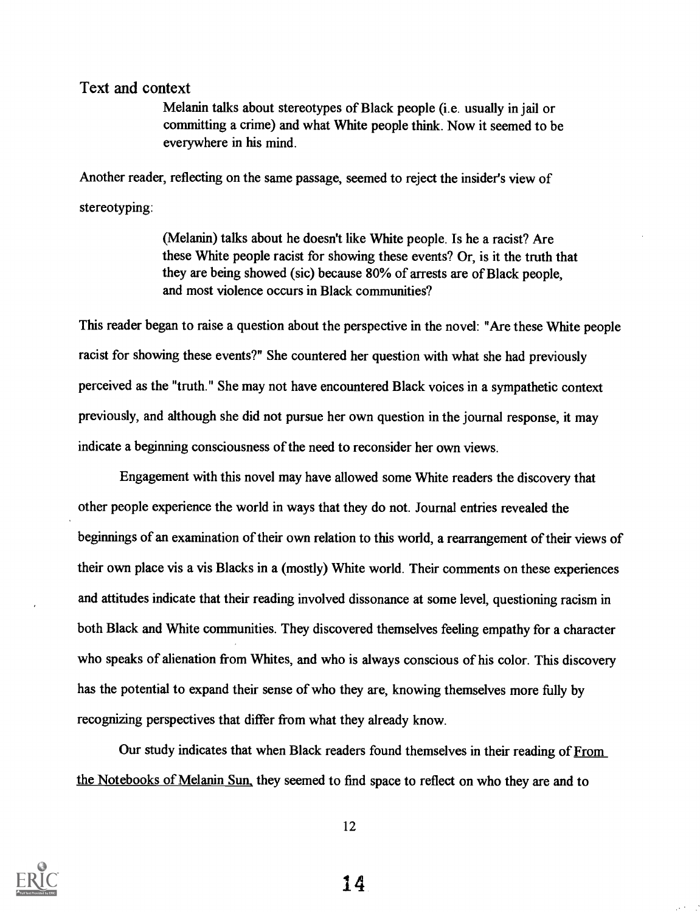Text and context

> Melanin talks about stereotypes of Black people (i.e. usually in jail or committing a crime) and what White people think. Now it seemed to be everywhere in his mind.

Another reader, reflecting on the same passage, seemed to reject the insider's view of stereotyping:

> (Melanin) talks about he doesn't like White people. Is he a racist? Are these White people racist for showing these events? Or, is it the truth that they are being showed (sic) because 80% of arrests are of Black people, and most violence occurs in Black communities?

This reader began to raise a question about the perspective in the novel: "Are these White people racist for showing these events?" She countered her question with what she had previously perceived as the "truth." She may not have encountered Black voices in a sympathetic context previously, and although she did not pursue her own question in the journal response, it may indicate a beginning consciousness of the need to reconsider her own views.

Engagement with this novel may have allowed some White readers the discovery that other people experience the world in ways that they do not. Journal entries revealed the beginnings of an examination of their own relation to this world, a rearrangement of their views of their own place vis a vis Blacks in a (mostly) White world. Their comments on these experiences and attitudes indicate that their reading involved dissonance at some level, questioning racism in both Black and White communities. They discovered themselves feeling empathy for a character who speaks of alienation from Whites, and who is always conscious of his color. This discovery has the potential to expand their sense of who they are, knowing themselves more fully by recognizing perspectives that differ from what they already know.

Our study indicates that when Black readers found themselves in their reading of From the Notebooks of Melanin Sun, they seemed to find space to reflect on who they are and to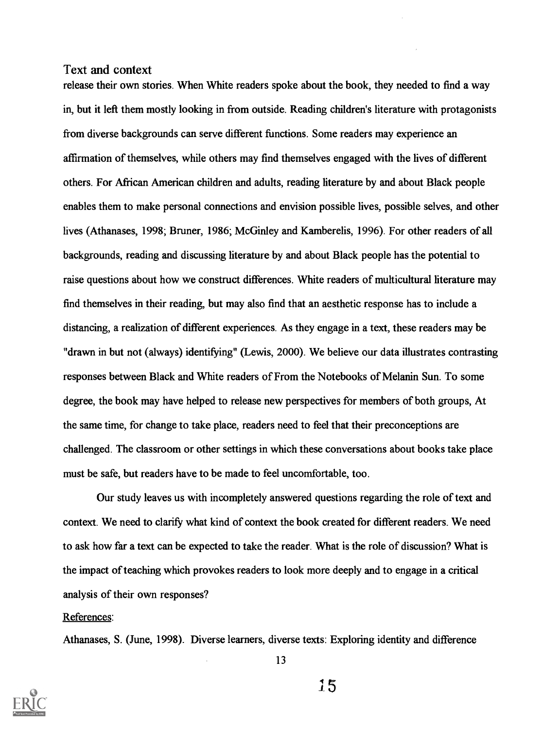## Text and context

release their own stories. When White readers spoke about the book, they needed to find a way in, but it left them mostly looking in from outside. Reading children's literature with protagonists from diverse backgrounds can serve different functions. Some readers may experience an affirmation of themselves, while others may find themselves engaged with the lives of different others. For African American children and adults, reading literature by and about Black people enables them to make personal connections and envision possible lives, possible selves, and other lives (Athanases, 1998; Bruner, 1986; McGinley and Kamberelis, 1996). For other readers of all backgrounds, reading and discussing literature by and about Black people has the potential to raise questions about how we construct differences. White readers of multicultural literature may find themselves in their reading, but may also find that an aesthetic response has to include a distancing, a realization of different experiences. As they engage in a text, these readers may be "drawn in but not (always) identifying" (Lewis, 2000). We believe our data illustrates contrasting responses between Black and White readers of From the Notebooks of Melanin Sun. To some degree, the book may have helped to release new perspectives for members of both groups, At the same time, for change to take place, readers need to feel that their preconceptions are challenged. The classroom or other settings in which these conversations about books take place must be safe, but readers have to be made to feel uncomfortable, too.

Our study leaves us with incompletely answered questions regarding the role of text and context. We need to clarify what kind of context the book created for different readers. We need to ask how far a text can be expected to take the reader. What is the role of discussion? What is the impact of teaching which provokes readers to look more deeply and to engage in a critical analysis of their own responses?

References:

Athanases, S. (June, 1998). Diverse learners, diverse texts: Exploring identity and difference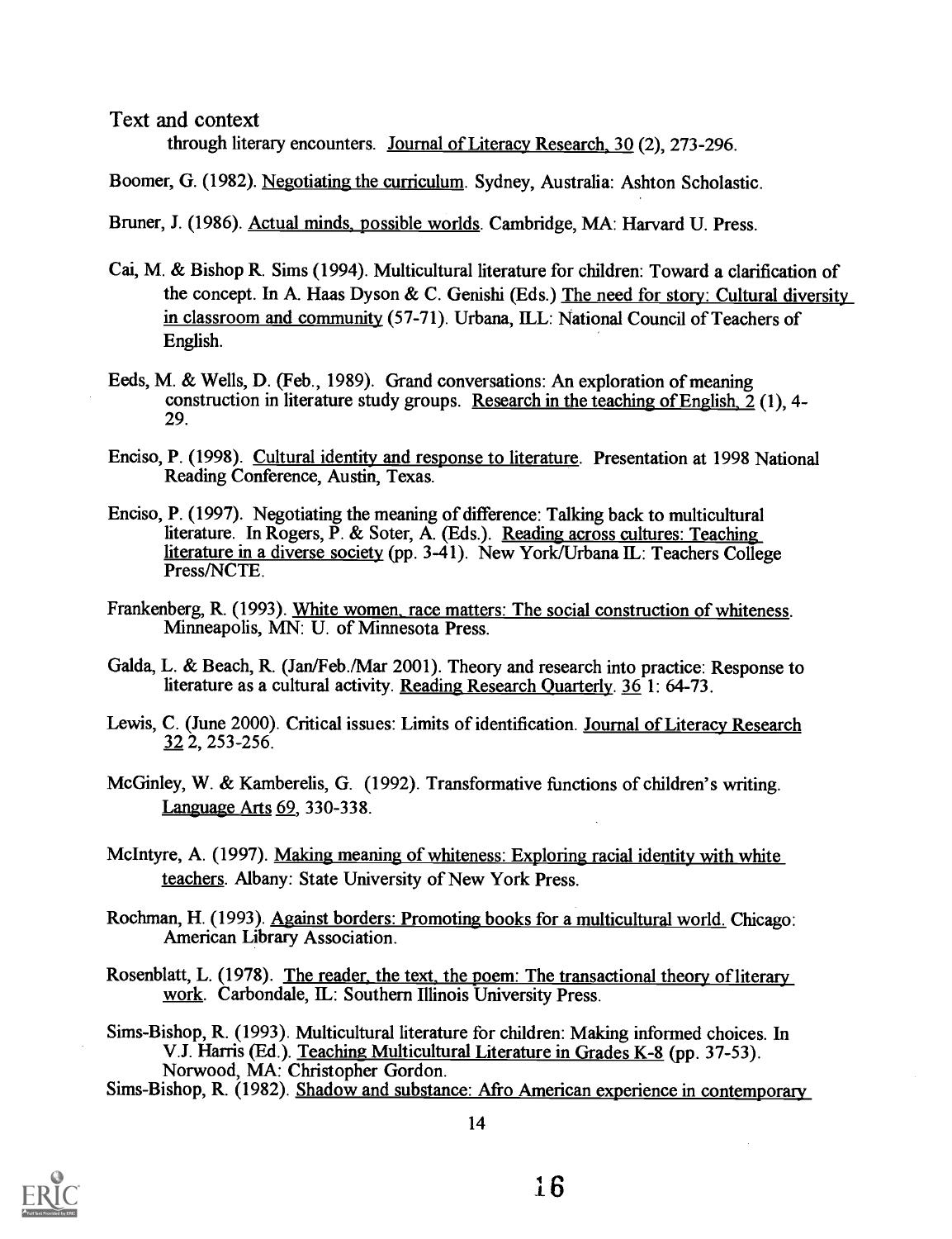Text and context through literary encounters. Journal of Literacy Research, 30 (2), 273-296.

Boomer, G. (1982). Negotiating the curriculum. Sydney, Australia: Ashton Scholastic.

Bruner, J. (1986). Actual minds, possible worlds. Cambridge, MA: Harvard U. Press.

Cai, M. & Bishop R. Sims (1994). Multicultural literature for children: Toward a clarification of the concept. In A. Haas Dyson & C. Genishi (Eds.) The need for story: Cultural diversity in classroom and community (57-71). Urbana, ILL: National Council of Teachers of English.

Eeds, M. & Wells, D. (Feb., 1989). Grand conversations: An exploration of meaning construction in literature study groups. Research in the teaching of English, 2 (1), 4-29.

Enciso, P. (1998). Cultural identity and response to literature. Presentation at 1998 National Reading Conference, Austin, Texas.

Enciso, P. (1997). Negotiating the meaning of difference: Talking back to multicultural literature. In Rogers, P. & Soter, A. (Eds.). Reading across cultures: Teaching literature in a diverse society (pp. 3-41). New York/Urbana IL: Teachers College Press/NCTE.

Frankenberg, R. (1993). White women, race matters: The social construction of whiteness. Minneapolis, MN: U. of Minnesota Press.

Galda, L. & Beach, R. (Jan/Feb./Mar 2001). Theory and research into practice: Response to literature as a cultural activity. Reading Research Quarterly. 36 1: 64-73.

Lewis, C. (June 2000). Critical issues: Limits of identification. Journal of Literacy Research 32 2, 253-256.

McGinley, W. & Kamberelis, G. (1992). Transformative functions of children's writing. Language Arts 69, 330-338.

McIntyre, A. (1997). Making meaning of whiteness: Exploring racial identity with white teachers. Albany: State University of New York Press.

Rochman, H. (1993). Against borders: Promoting books for a multicultural world. Chicago: American Library Association.

Rosenblatt, L. (1978). The reader, the text, the poem: The transactional theory of literary work. Carbondale, IL: Southern Illinois University Press.

Sims-Bishop, R. (1993). Multicultural literature for children: Making informed choices. In V.J. Harris (Ed.). Teaching Multicultural Literature in Grades K-8 (pp. 37-53). Norwood, MA: Christopher Gordon.

Sims-Bishop, R. (1982). Shadow and substance: Afro American experience in contemporary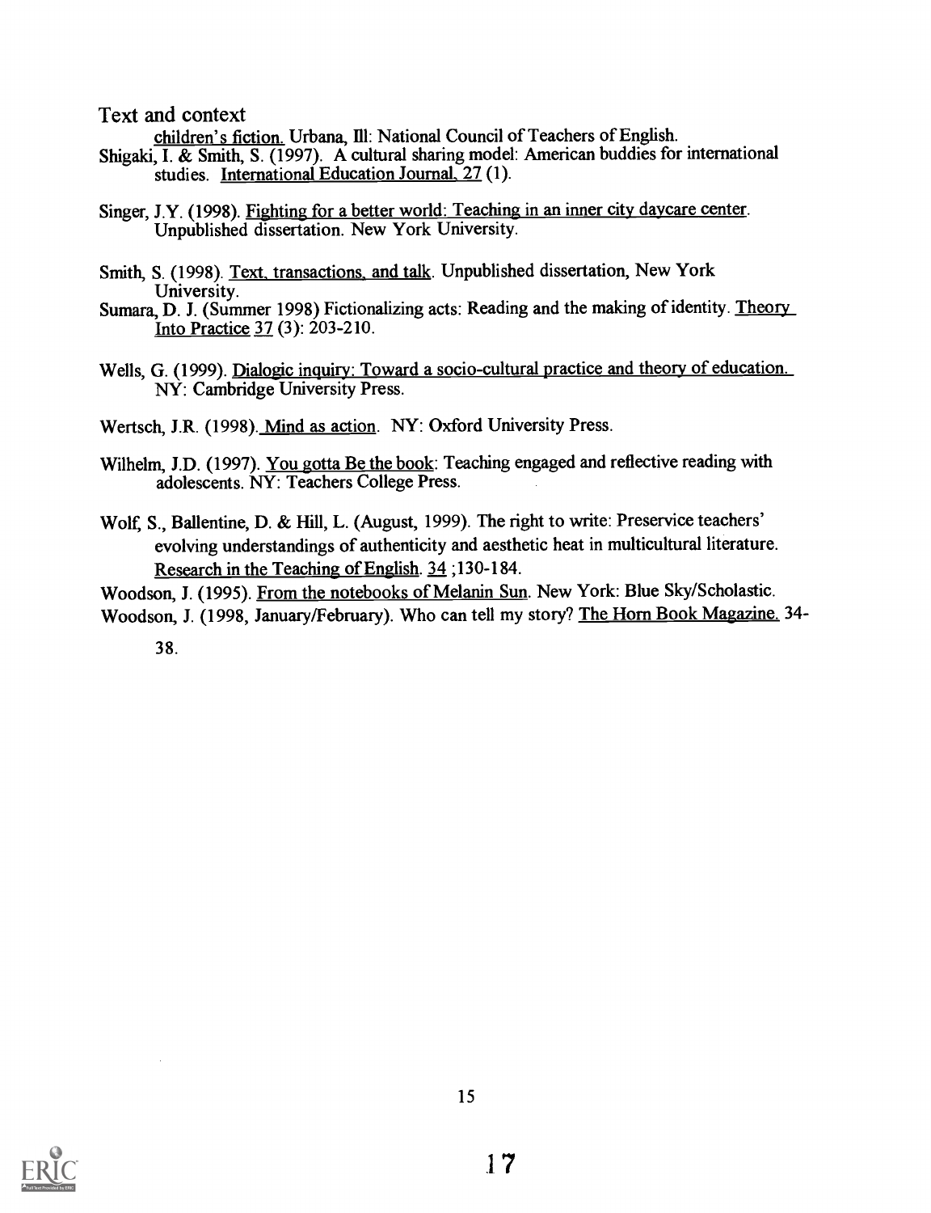children's fiction. Urbana, Ill: National Council of Teachers of English.

Shigaki, I. & Smith, S. (1997). A cultural sharing model: American buddies for international studies. International Education Journal, 27 (1).

Singer, J.Y. (1998). Fighting for a better world: Teaching in an inner city daycare center. Unpublished dissertation. New York University.

Smith, S. (1998). Text, transactions, and talk. Unpublished dissertation, New York University.

Sumara, D. J. (Summer 1998) Fictionalizing acts: Reading and the making of identity. Theory Into Practice 37 (3): 203-210.

Wells, G. (1999). Dialogic inquiry: Toward a socio-cultural practice and theory of education. NY: Cambridge University Press.

Wertsch, J.R. (1998). Mind as action. NY: Oxford University Press.

Wilhelm, J.D. (1997). You gotta Be the book: Teaching engaged and reflective reading with adolescents. NY: Teachers College Press.

Wolf, S., Ballentine, D. & Hill, L. (August, 1999). The right to write: Preservice teachers' evolving understandings of authenticity and aesthetic heat in multicultural literature. Research in the Teaching of English. 34 ;130-184.

Woodson, J. (1995). From the notebooks of Melanin Sun. New York: Blue Sky/Scholastic.

Woodson, J. (1998, January/February). Who can tell my story? The Horn Book Magazine. 34-38.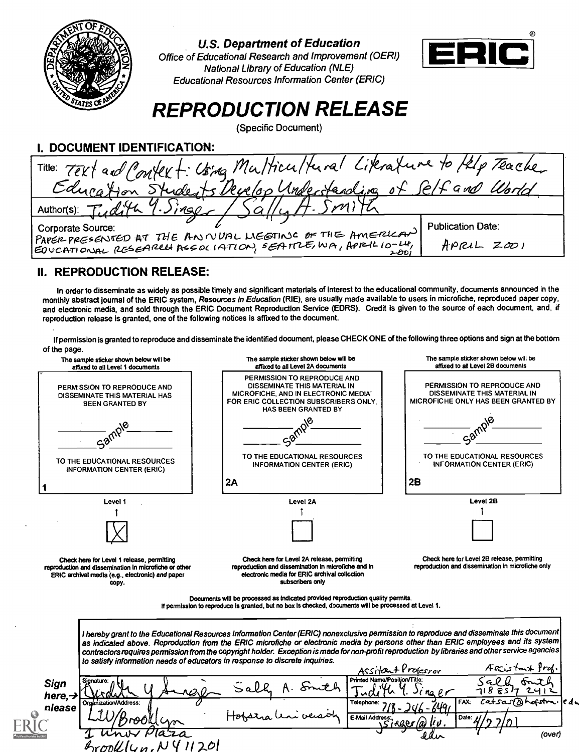**U.S. Department of Education**
*Office of Educational Research and Improvement (OERI)*
*National Library of Education (NLE)*
*Educational Resources Information Center (ERIC)*

ERIC®

# REPRODUCTION RELEASE

(Specific Document)

## I. DOCUMENT IDENTIFICATION:

Title: Text and Context: Using Multicultural Literature to Help Teacher Education Students Develop Understanding of Self and World

Author(s): Judith Y. Singer / Sally A. Smith

Corporate Source: PAPER PRESENTED AT THE ANNUAL MEETING OF THE AMERICAN EDUCATIONAL RESEARCH ASSOCIATION, SEATTLE, WA, APRIL 10-14, 2001

Publication Date: APRIL 2001

## II. REPRODUCTION RELEASE:

In order to disseminate as widely as possible timely and significant materials of interest to the educational community, documents announced in the monthly abstract journal of the ERIC system, *Resources in Education* (RIE), are usually made available to users in microfiche, reproduced paper copy, and electronic media, and sold through the ERIC Document Reproduction Service (EDRS). Credit is given to the source of each document, and, if reproduction release is granted, one of the following notices is affixed to the document.

If permission is granted to reproduce and disseminate the identified document, please CHECK ONE of the following three options and sign at the bottom of the page.

| The sample sticker shown below will be affixed to all Level 1 documents | The sample sticker shown below will be affixed to all Level 2A documents | The sample sticker shown below will be affixed to all Level 2B documents |
|---|---|---|
| PERMISSION TO REPRODUCE AND DISSEMINATE THIS MATERIAL HAS BEEN GRANTED BY ____ Sample ____ TO THE EDUCATIONAL RESOURCES INFORMATION CENTER (ERIC) | PERMISSION TO REPRODUCE AND DISSEMINATE THIS MATERIAL IN MICROFICHE, AND IN ELECTRONIC MEDIA FOR ERIC COLLECTION SUBSCRIBERS ONLY, HAS BEEN GRANTED BY ____ Sample ____ TO THE EDUCATIONAL RESOURCES INFORMATION CENTER (ERIC) | PERMISSION TO REPRODUCE AND DISSEMINATE THIS MATERIAL IN MICROFICHE ONLY HAS BEEN GRANTED BY ____ Sample ____ TO THE EDUCATIONAL RESOURCES INFORMATION CENTER (ERIC) |
| 1 | 2A | 2B |
| Level 1 | Level 2A | Level 2B |
| [X] | [ ] | [ ] |
| Check here for Level 1 release, permitting reproduction and dissemination in microfiche or other ERIC archival media (e.g., electronic) *and* paper copy. | Check here for Level 2A release, permitting reproduction and dissemination in microfiche and in electronic media for ERIC archival collection subscribers only | Check here for Level 2B release, permitting reproduction and dissemination in microfiche only |

Documents will be processed as indicated provided reproduction quality permits.
If permission to reproduce is granted, but no box is checked, documents will be processed at Level 1.

*I hereby grant to the Educational Resources Information Center (ERIC) nonexclusive permission to reproduce and disseminate this document as indicated above. Reproduction from the ERIC microfiche or electronic media by persons other than ERIC employees and its system contractors requires permission from the copyright holder. Exception is made for non-profit reproduction by libraries and other service agencies to satisfy information needs of educators in response to discrete inquiries.*

**Sign here, → please**

| Signature: Judith Y Singer / Sally A. Smith | Printed Name/Position/Title: Assistant Professor Judith Y. Singer / Assistant Prof. Sally Smith | |
|---|---|---|
| Organization/Address: LIU/Brooklyn, 1 Univ Plaza, Brooklyn, NY 11201 / Hofstra University | Telephone: 718-246-6491 / 718 857 2412 | FAX: catsas@hofstra.edu |
| | E-Mail Address: jsinger@liu.edu | Date: 4/27/01 |

(over)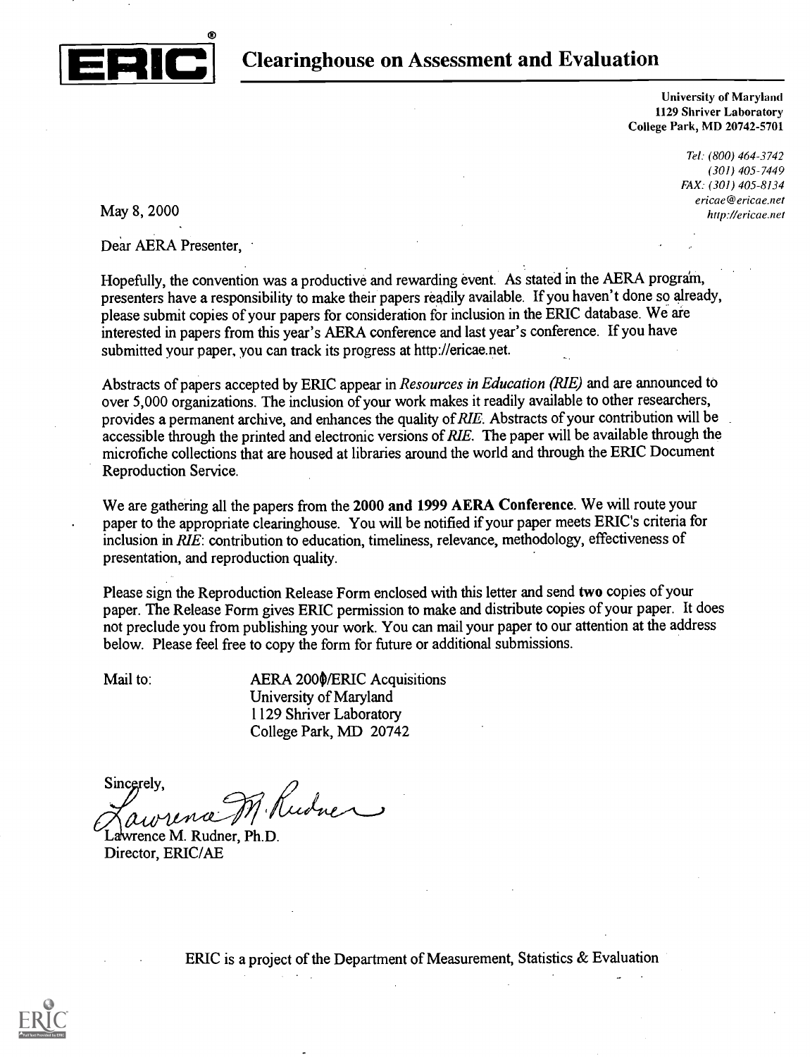# ERIC® Clearinghouse on Assessment and Evaluation

University of Maryland
1129 Shriver Laboratory
College Park, MD 20742-5701

*Tel: (800) 464-3742*
*(301) 405-7449*
*FAX: (301) 405-8134*
*ericae@ericae.net*
*http://ericae.net*

May 8, 2000

Dear AERA Presenter,

Hopefully, the convention was a productive and rewarding event. As stated in the AERA program, presenters have a responsibility to make their papers readily available. If you haven't done so already, please submit copies of your papers for consideration for inclusion in the ERIC database. We are interested in papers from this year's AERA conference and last year's conference. If you have submitted your paper, you can track its progress at http://ericae.net.

Abstracts of papers accepted by ERIC appear in *Resources in Education (RIE)* and are announced to over 5,000 organizations. The inclusion of your work makes it readily available to other researchers, provides a permanent archive, and enhances the quality of *RIE*. Abstracts of your contribution will be accessible through the printed and electronic versions of *RIE*. The paper will be available through the microfiche collections that are housed at libraries around the world and through the ERIC Document Reproduction Service.

We are gathering all the papers from the **2000 and 1999 AERA Conference**. We will route your paper to the appropriate clearinghouse. You will be notified if your paper meets ERIC's criteria for inclusion in *RIE*: contribution to education, timeliness, relevance, methodology, effectiveness of presentation, and reproduction quality.

Please sign the Reproduction Release Form enclosed with this letter and send **two** copies of your paper. The Release Form gives ERIC permission to make and distribute copies of your paper. It does not preclude you from publishing your work. You can mail your paper to our attention at the address below. Please feel free to copy the form for future or additional submissions.

Mail to:

AERA 2000/ERIC Acquisitions
University of Maryland
1129 Shriver Laboratory
College Park, MD 20742

Sincerely,

Lawrence M. Rudner, Ph.D.
Director, ERIC/AE

ERIC is a project of the Department of Measurement, Statistics & Evaluation